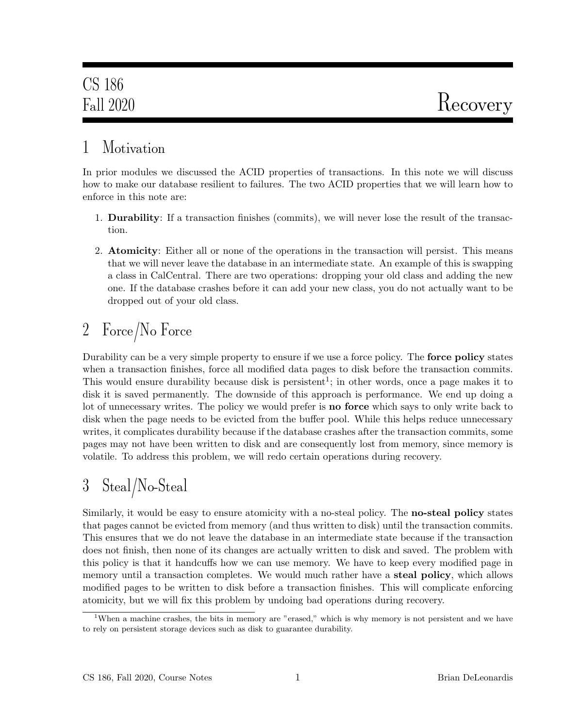# CS 186 Fall 2020 — Recovery

## 1 Motivation

In prior modules we discussed the ACID properties of transactions. In this note we will discuss how to make our database resilient to failures. The two ACID properties that we will learn how to enforce in this note are:

1. **Durability**: If a transaction finishes (commits), we will never lose the result of the transaction.
2. **Atomicity**: Either all or none of the operations in the transaction will persist. This means that we will never leave the database in an intermediate state. An example of this is swapping a class in CalCentral. There are two operations: dropping your old class and adding the new one. If the database crashes before it can add your new class, you do not actually want to be dropped out of your old class.

## 2 Force/No Force

Durability can be a very simple property to ensure if we use a force policy. The **force policy** states when a transaction finishes, force all modified data pages to disk before the transaction commits. This would ensure durability because disk is persistent[1]; in other words, once a page makes it to disk it is saved permanently. The downside of this approach is performance. We end up doing a lot of unnecessary writes. The policy we would prefer is **no force** which says to only write back to disk when the page needs to be evicted from the buffer pool. While this helps reduce unnecessary writes, it complicates durability because if the database crashes after the transaction commits, some pages may not have been written to disk and are consequently lost from memory, since memory is volatile. To address this problem, we will redo certain operations during recovery.

## 3 Steal/No-Steal

Similarly, it would be easy to ensure atomicity with a no-steal policy. The **no-steal policy** states that pages cannot be evicted from memory (and thus written to disk) until the transaction commits. This ensures that we do not leave the database in an intermediate state because if the transaction does not finish, then none of its changes are actually written to disk and saved. The problem with this policy is that it handcuffs how we can use memory. We have to keep every modified page in memory until a transaction completes. We would much rather have a **steal policy**, which allows modified pages to be written to disk before a transaction finishes. This will complicate enforcing atomicity, but we will fix this problem by undoing bad operations during recovery.

---

[1] When a machine crashes, the bits in memory are "erased," which is why memory is not persistent and we have to rely on persistent storage devices such as disk to guarantee durability.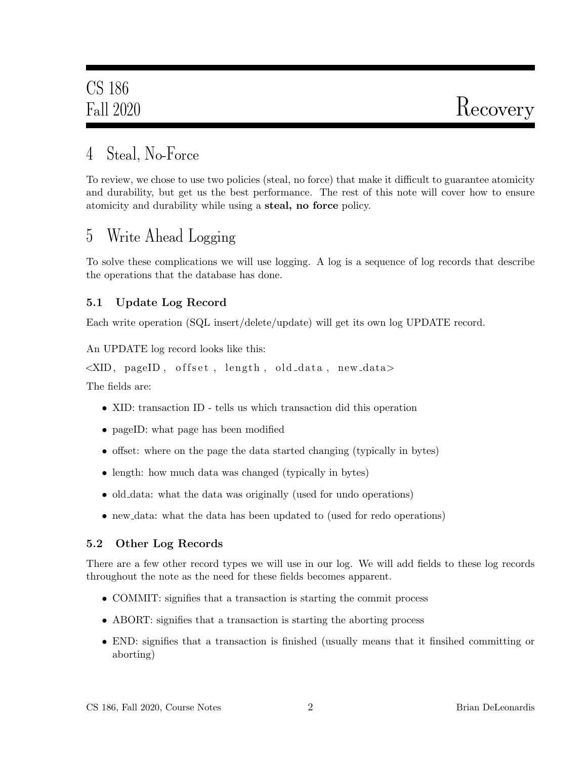# 4 Steal, No-Force

To review, we chose to use two policies (steal, no force) that make it difficult to guarantee atomicity and durability, but get us the best performance. The rest of this note will cover how to ensure atomicity and durability while using a **steal, no force** policy.

# 5 Write Ahead Logging

To solve these complications we will use logging. A log is a sequence of log records that describe the operations that the database has done.

## 5.1 Update Log Record

Each write operation (SQL insert/delete/update) will get its own log UPDATE record.

An UPDATE log record looks like this:

```
<XID, pageID, offset, length, old_data, new_data>
```

The fields are:

- XID: transaction ID - tells us which transaction did this operation
- pageID: what page has been modified
- offset: where on the page the data started changing (typically in bytes)
- length: how much data was changed (typically in bytes)
- old_data: what the data was originally (used for undo operations)
- new_data: what the data has been updated to (used for redo operations)

## 5.2 Other Log Records

There are a few other record types we will use in our log. We will add fields to these log records throughout the note as the need for these fields becomes apparent.

- COMMIT: signifies that a transaction is starting the commit process
- ABORT: signifies that a transaction is starting the aborting process
- END: signifies that a transaction is finished (usually means that it finsihed committing or aborting)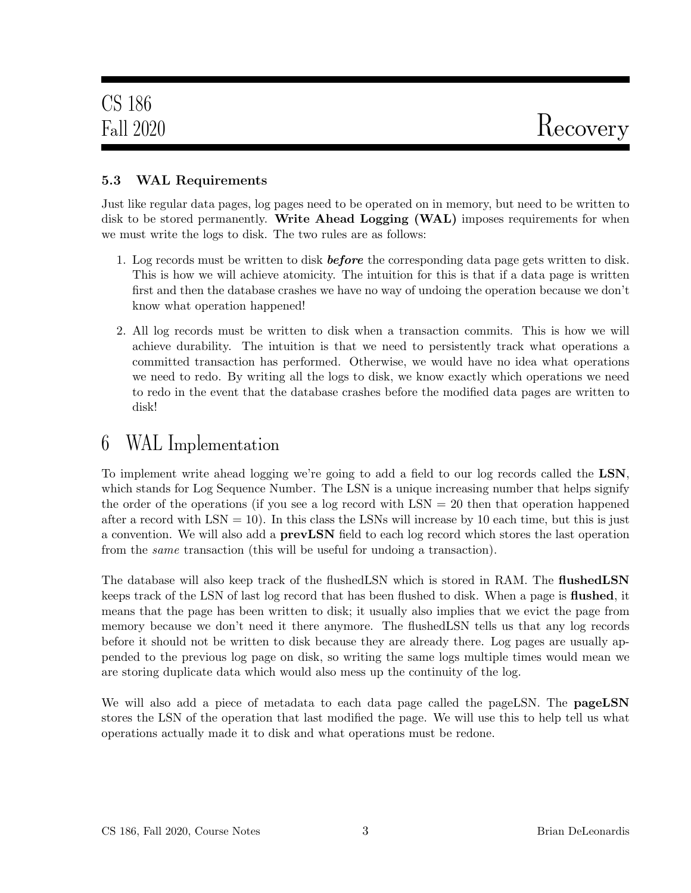### 5.3 WAL Requirements

Just like regular data pages, log pages need to be operated on in memory, but need to be written to disk to be stored permanently. **Write Ahead Logging (WAL)** imposes requirements for when we must write the logs to disk. The two rules are as follows:

1. Log records must be written to disk ***before*** the corresponding data page gets written to disk. This is how we will achieve atomicity. The intuition for this is that if a data page is written first and then the database crashes we have no way of undoing the operation because we don't know what operation happened!

2. All log records must be written to disk when a transaction commits. This is how we will achieve durability. The intuition is that we need to persistently track what operations a committed transaction has performed. Otherwise, we would have no idea what operations we need to redo. By writing all the logs to disk, we know exactly which operations we need to redo in the event that the database crashes before the modified data pages are written to disk!

# 6 WAL Implementation

To implement write ahead logging we're going to add a field to our log records called the **LSN**, which stands for Log Sequence Number. The LSN is a unique increasing number that helps signify the order of the operations (if you see a log record with LSN = 20 then that operation happened after a record with LSN = 10). In this class the LSNs will increase by 10 each time, but this is just a convention. We will also add a **prevLSN** field to each log record which stores the last operation from the *same* transaction (this will be useful for undoing a transaction).

The database will also keep track of the flushedLSN which is stored in RAM. The **flushedLSN** keeps track of the LSN of last log record that has been flushed to disk. When a page is **flushed**, it means that the page has been written to disk; it usually also implies that we evict the page from memory because we don't need it there anymore. The flushedLSN tells us that any log records before it should not be written to disk because they are already there. Log pages are usually appended to the previous log page on disk, so writing the same logs multiple times would mean we are storing duplicate data which would also mess up the continuity of the log.

We will also add a piece of metadata to each data page called the pageLSN. The **pageLSN** stores the LSN of the operation that last modified the page. We will use this to help tell us what operations actually made it to disk and what operations must be redone.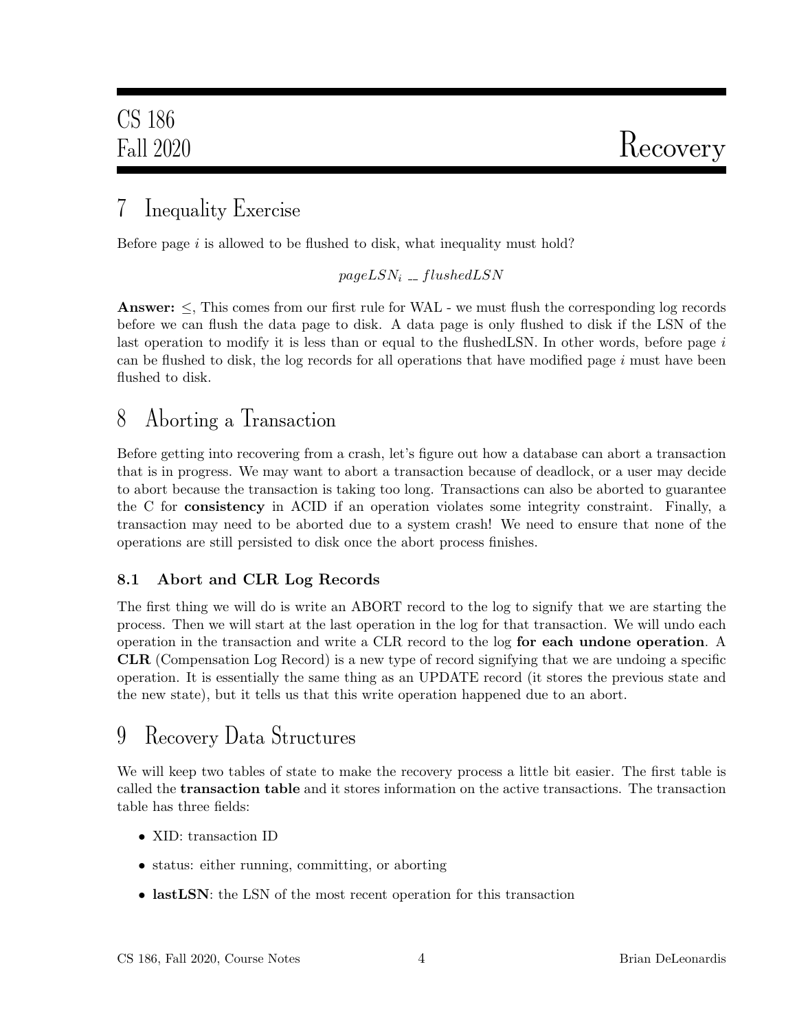## 7 Inequality Exercise

Before page $i$ is allowed to be flushed to disk, what inequality must hold?

$$pageLSN_i \_\_ flushedLSN$$

**Answer:** $\leq$, This comes from our first rule for WAL - we must flush the corresponding log records before we can flush the data page to disk. A data page is only flushed to disk if the LSN of the last operation to modify it is less than or equal to the flushedLSN. In other words, before page $i$ can be flushed to disk, the log records for all operations that have modified page $i$ must have been flushed to disk.

## 8 Aborting a Transaction

Before getting into recovering from a crash, let's figure out how a database can abort a transaction that is in progress. We may want to abort a transaction because of deadlock, or a user may decide to abort because the transaction is taking too long. Transactions can also be aborted to guarantee the C for **consistency** in ACID if an operation violates some integrity constraint. Finally, a transaction may need to be aborted due to a system crash! We need to ensure that none of the operations are still persisted to disk once the abort process finishes.

### 8.1 Abort and CLR Log Records

The first thing we will do is write an ABORT record to the log to signify that we are starting the process. Then we will start at the last operation in the log for that transaction. We will undo each operation in the transaction and write a CLR record to the log **for each undone operation**. A **CLR** (Compensation Log Record) is a new type of record signifying that we are undoing a specific operation. It is essentially the same thing as an UPDATE record (it stores the previous state and the new state), but it tells us that this write operation happened due to an abort.

## 9 Recovery Data Structures

We will keep two tables of state to make the recovery process a little bit easier. The first table is called the **transaction table** and it stores information on the active transactions. The transaction table has three fields:

- XID: transaction ID
- status: either running, committing, or aborting
- **lastLSN**: the LSN of the most recent operation for this transaction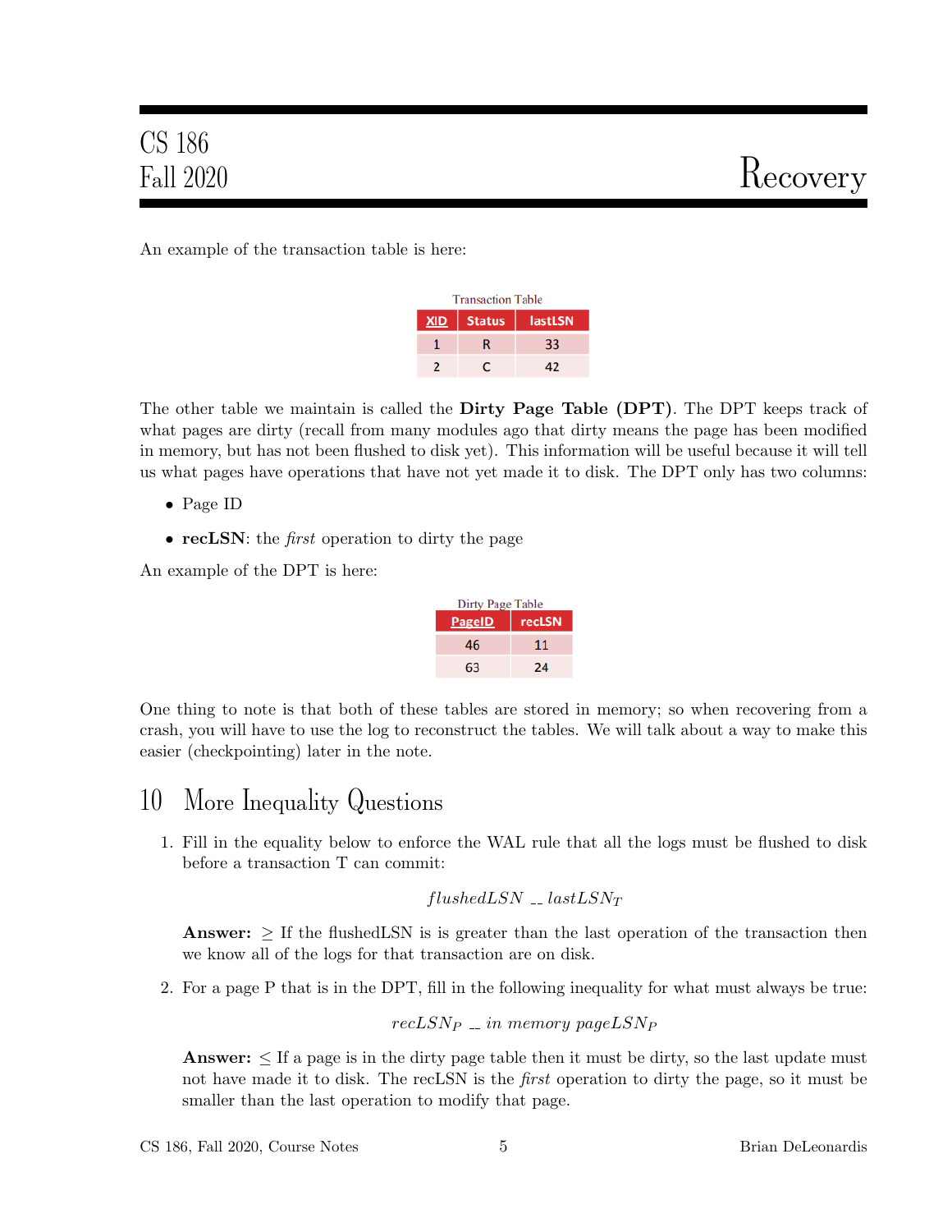An example of the transaction table is here:

Transaction Table

| XID | Status | lastLSN |
|---|---|---|
| 1 | R | 33 |
| 2 | C | 42 |

The other table we maintain is called the **Dirty Page Table (DPT)**. The DPT keeps track of what pages are dirty (recall from many modules ago that dirty means the page has been modified in memory, but has not been flushed to disk yet). This information will be useful because it will tell us what pages have operations that have not yet made it to disk. The DPT only has two columns:

- Page ID
- **recLSN**: the *first* operation to dirty the page

An example of the DPT is here:

Dirty Page Table

| PageID | recLSN |
|---|---|
| 46 | 11 |
| 63 | 24 |

One thing to note is that both of these tables are stored in memory; so when recovering from a crash, you will have to use the log to reconstruct the tables. We will talk about a way to make this easier (checkpointing) later in the note.

# 10 More Inequality Questions

1. Fill in the equality below to enforce the WAL rule that all the logs must be flushed to disk before a transaction T can commit:

$$flushedLSN \_\_ \; lastLSN_T$$

**Answer:** $\geq$ If the flushedLSN is is greater than the last operation of the transaction then we know all of the logs for that transaction are on disk.

2. For a page P that is in the DPT, fill in the following inequality for what must always be true:

$$recLSN_P \_\_ \; in\ memory\ pageLSN_P$$

**Answer:** $\leq$ If a page is in the dirty page table then it must be dirty, so the last update must not have made it to disk. The recLSN is the *first* operation to dirty the page, so it must be smaller than the last operation to modify that page.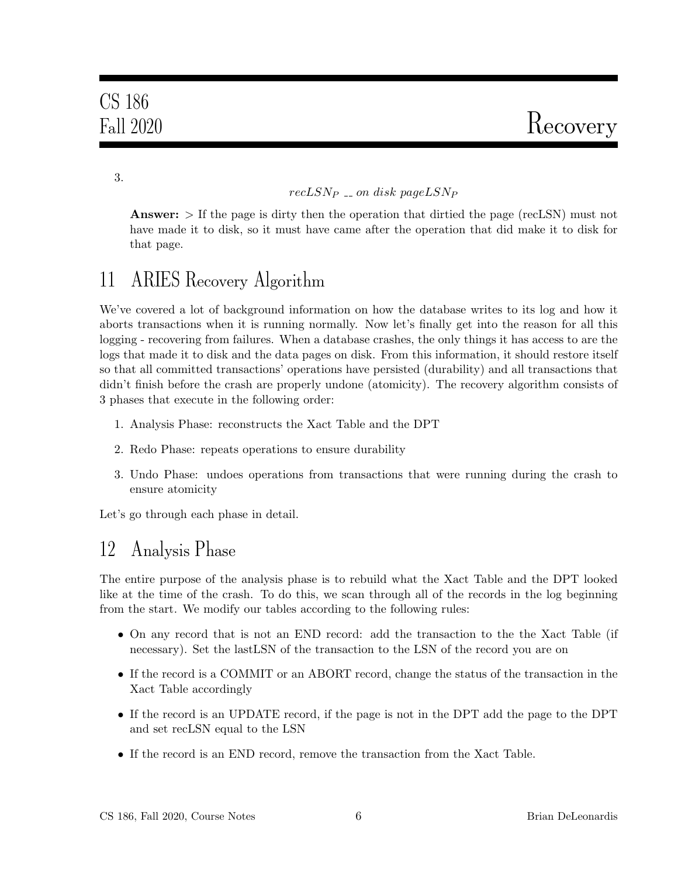3.

$$recLSN_P \text{ \_\_ } on\ disk\ pageLSN_P$$

**Answer:** > If the page is dirty then the operation that dirtied the page (recLSN) must not have made it to disk, so it must have came after the operation that did make it to disk for that page.

# 11 ARIES Recovery Algorithm

We've covered a lot of background information on how the database writes to its log and how it aborts transactions when it is running normally. Now let's finally get into the reason for all this logging - recovering from failures. When a database crashes, the only things it has access to are the logs that made it to disk and the data pages on disk. From this information, it should restore itself so that all committed transactions' operations have persisted (durability) and all transactions that didn't finish before the crash are properly undone (atomicity). The recovery algorithm consists of 3 phases that execute in the following order:

1. Analysis Phase: reconstructs the Xact Table and the DPT
2. Redo Phase: repeats operations to ensure durability
3. Undo Phase: undoes operations from transactions that were running during the crash to ensure atomicity

Let's go through each phase in detail.

# 12 Analysis Phase

The entire purpose of the analysis phase is to rebuild what the Xact Table and the DPT looked like at the time of the crash. To do this, we scan through all of the records in the log beginning from the start. We modify our tables according to the following rules:

- On any record that is not an END record: add the transaction to the the Xact Table (if necessary). Set the lastLSN of the transaction to the LSN of the record you are on
- If the record is a COMMIT or an ABORT record, change the status of the transaction in the Xact Table accordingly
- If the record is an UPDATE record, if the page is not in the DPT add the page to the DPT and set recLSN equal to the LSN
- If the record is an END record, remove the transaction from the Xact Table.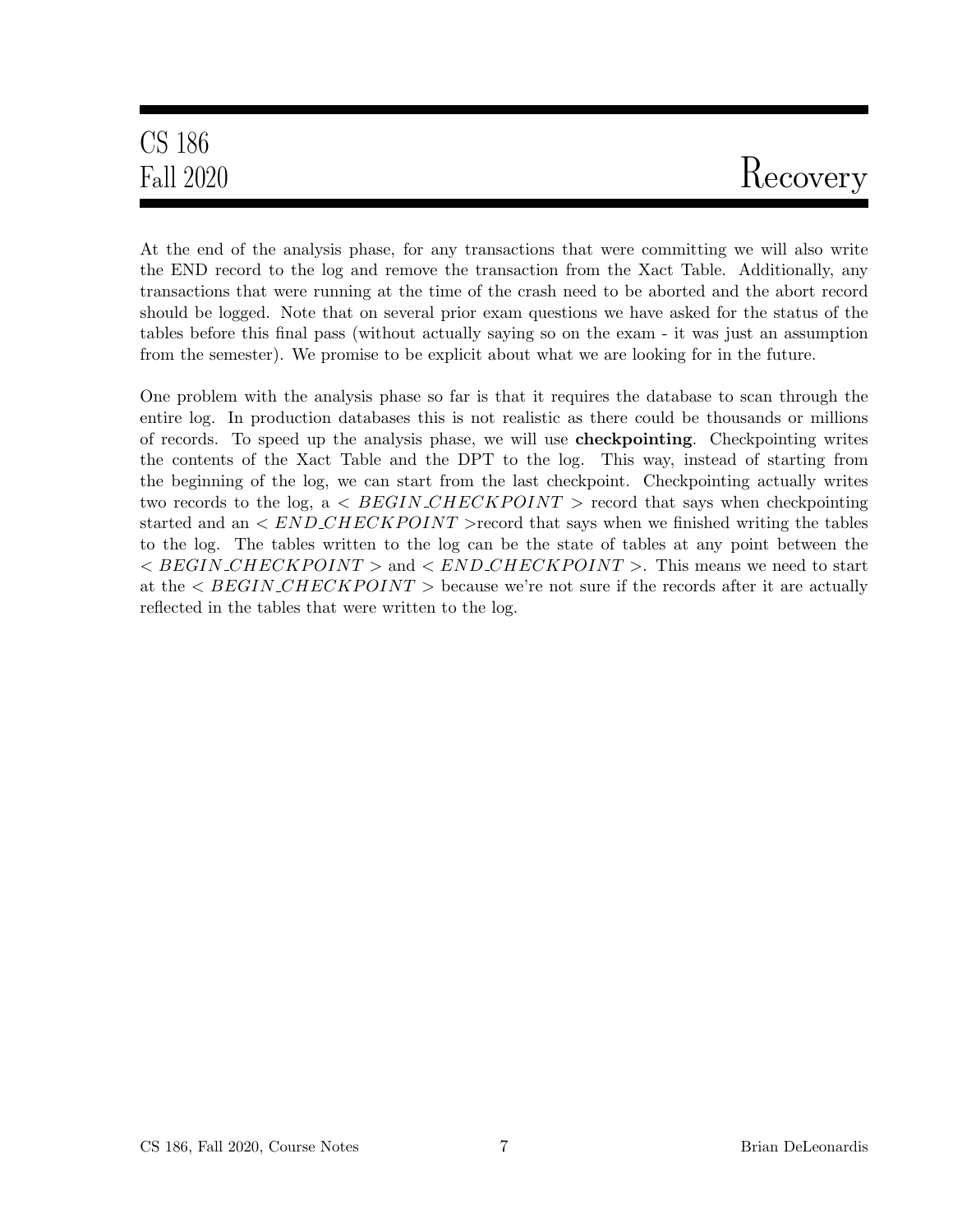At the end of the analysis phase, for any transactions that were committing we will also write the END record to the log and remove the transaction from the Xact Table. Additionally, any transactions that were running at the time of the crash need to be aborted and the abort record should be logged. Note that on several prior exam questions we have asked for the status of the tables before this final pass (without actually saying so on the exam - it was just an assumption from the semester). We promise to be explicit about what we are looking for in the future.

One problem with the analysis phase so far is that it requires the database to scan through the entire log. In production databases this is not realistic as there could be thousands or millions of records. To speed up the analysis phase, we will use **checkpointing**. Checkpointing writes the contents of the Xact Table and the DPT to the log. This way, instead of starting from the beginning of the log, we can start from the last checkpoint. Checkpointing actually writes two records to the log, a $< BEGIN\_CHECKPOINT >$ record that says when checkpointing started and an $< END\_CHECKPOINT >$record that says when we finished writing the tables to the log. The tables written to the log can be the state of tables at any point between the $< BEGIN\_CHECKPOINT >$ and $< END\_CHECKPOINT >$. This means we need to start at the $< BEGIN\_CHECKPOINT >$ because we're not sure if the records after it are actually reflected in the tables that were written to the log.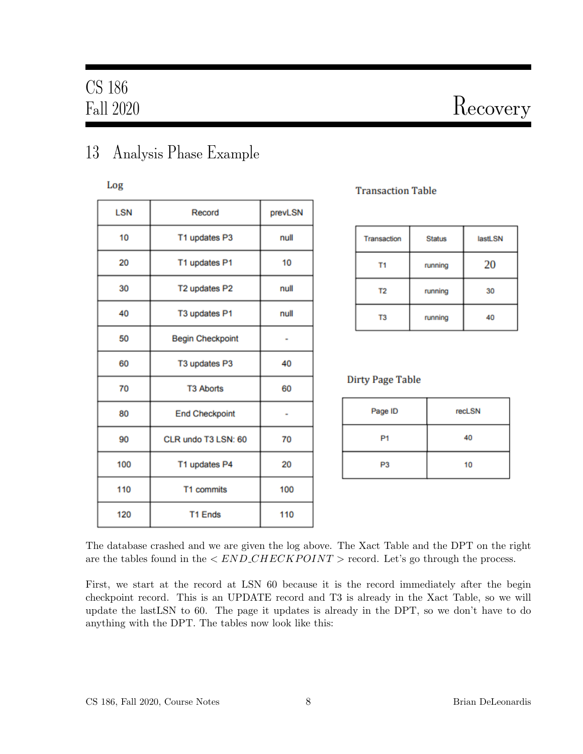## 13 Analysis Phase Example

**Log**

| LSN | Record | prevLSN |
|---|---|---|
| 10 | T1 updates P3 | null |
| 20 | T1 updates P1 | 10 |
| 30 | T2 updates P2 | null |
| 40 | T3 updates P1 | null |
| 50 | Begin Checkpoint | - |
| 60 | T3 updates P3 | 40 |
| 70 | T3 Aborts | 60 |
| 80 | End Checkpoint | - |
| 90 | CLR undo T3 LSN: 60 | 70 |
| 100 | T1 updates P4 | 20 |
| 110 | T1 commits | 100 |
| 120 | T1 Ends | 110 |

**Transaction Table**

| Transaction | Status | lastLSN |
|---|---|---|
| T1 | running | 20 |
| T2 | running | 30 |
| T3 | running | 40 |

**Dirty Page Table**

| Page ID | recLSN |
|---|---|
| P1 | 40 |
| P3 | 10 |

The database crashed and we are given the log above. The Xact Table and the DPT on the right are the tables found in the $< END\_CHECKPOINT >$ record. Let's go through the process.

First, we start at the record at LSN 60 because it is the record immediately after the begin checkpoint record. This is an UPDATE record and T3 is already in the Xact Table, so we will update the lastLSN to 60. The page it updates is already in the DPT, so we don't have to do anything with the DPT. The tables now look like this: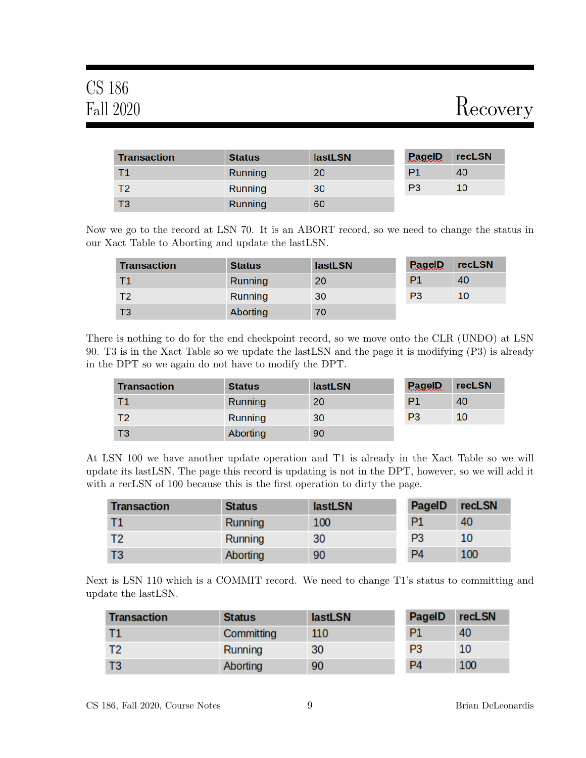| Transaction | Status | lastLSN |
|---|---|---|
| T1 | Running | 20 |
| T2 | Running | 30 |
| T3 | Running | 60 |

| PageID | recLSN |
|---|---|
| P1 | 40 |
| P3 | 10 |

Now we go to the record at LSN 70. It is an ABORT record, so we need to change the status in our Xact Table to Aborting and update the lastLSN.

| Transaction | Status | lastLSN |
|---|---|---|
| T1 | Running | 20 |
| T2 | Running | 30 |
| T3 | Aborting | 70 |

| PageID | recLSN |
|---|---|
| P1 | 40 |
| P3 | 10 |

There is nothing to do for the end checkpoint record, so we move onto the CLR (UNDO) at LSN 90. T3 is in the Xact Table so we update the lastLSN and the page it is modifying (P3) is already in the DPT so we again do not have to modify the DPT.

| Transaction | Status | lastLSN |
|---|---|---|
| T1 | Running | 20 |
| T2 | Running | 30 |
| T3 | Aborting | 90 |

| PageID | recLSN |
|---|---|
| P1 | 40 |
| P3 | 10 |

At LSN 100 we have another update operation and T1 is already in the Xact Table so we will update its lastLSN. The page this record is updating is not in the DPT, however, so we will add it with a recLSN of 100 because this is the first operation to dirty the page.

| Transaction | Status | lastLSN |
|---|---|---|
| T1 | Running | 100 |
| T2 | Running | 30 |
| T3 | Aborting | 90 |

| PageID | recLSN |
|---|---|
| P1 | 40 |
| P3 | 10 |
| P4 | 100 |

Next is LSN 110 which is a COMMIT record. We need to change T1's status to committing and update the lastLSN.

| Transaction | Status | lastLSN |
|---|---|---|
| T1 | Committing | 110 |
| T2 | Running | 30 |
| T3 | Aborting | 90 |

| PageID | recLSN |
|---|---|
| P1 | 40 |
| P3 | 10 |
| P4 | 100 |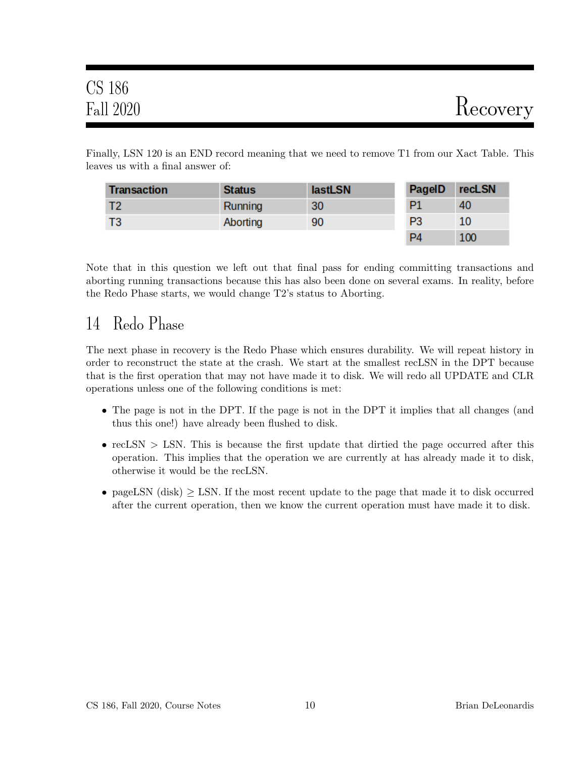Finally, LSN 120 is an END record meaning that we need to remove T1 from our Xact Table. This leaves us with a final answer of:

| Transaction | Status | lastLSN |
|---|---|---|
| T2 | Running | 30 |
| T3 | Aborting | 90 |

| PageID | recLSN |
|---|---|
| P1 | 40 |
| P3 | 10 |
| P4 | 100 |

Note that in this question we left out that final pass for ending committing transactions and aborting running transactions because this has also been done on several exams. In reality, before the Redo Phase starts, we would change T2's status to Aborting.

## 14 Redo Phase

The next phase in recovery is the Redo Phase which ensures durability. We will repeat history in order to reconstruct the state at the crash. We start at the smallest recLSN in the DPT because that is the first operation that may not have made it to disk. We will redo all UPDATE and CLR operations unless one of the following conditions is met:

- The page is not in the DPT. If the page is not in the DPT it implies that all changes (and thus this one!) have already been flushed to disk.
- recLSN > LSN. This is because the first update that dirtied the page occurred after this operation. This implies that the operation we are currently at has already made it to disk, otherwise it would be the recLSN.
- pageLSN (disk) $\geq$ LSN. If the most recent update to the page that made it to disk occurred after the current operation, then we know the current operation must have made it to disk.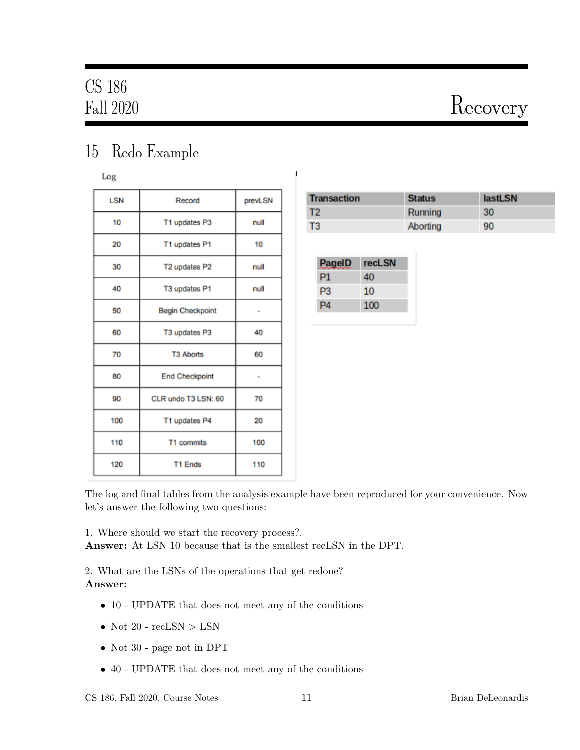## 15 Redo Example

Log

| LSN | Record | prevLSN |
|---|---|---|
| 10 | T1 updates P3 | null |
| 20 | T1 updates P1 | 10 |
| 30 | T2 updates P2 | null |
| 40 | T3 updates P1 | null |
| 50 | Begin Checkpoint | - |
| 60 | T3 updates P3 | 40 |
| 70 | T3 Aborts | 60 |
| 80 | End Checkpoint | - |
| 90 | CLR undo T3 LSN: 60 | 70 |
| 100 | T1 updates P4 | 20 |
| 110 | T1 commits | 100 |
| 120 | T1 Ends | 110 |

| Transaction | Status | lastLSN |
|---|---|---|
| T2 | Running | 30 |
| T3 | Aborting | 90 |

| PageID | recLSN |
|---|---|
| P1 | 40 |
| P3 | 10 |
| P4 | 100 |

The log and final tables from the analysis example have been reproduced for your convenience. Now let's answer the following two questions:

1. Where should we start the recovery process?.
**Answer:** At LSN 10 because that is the smallest recLSN in the DPT.

2. What are the LSNs of the operations that get redone?
**Answer:**

- 10 - UPDATE that does not meet any of the conditions
- Not 20 - recLSN > LSN
- Not 30 - page not in DPT
- 40 - UPDATE that does not meet any of the conditions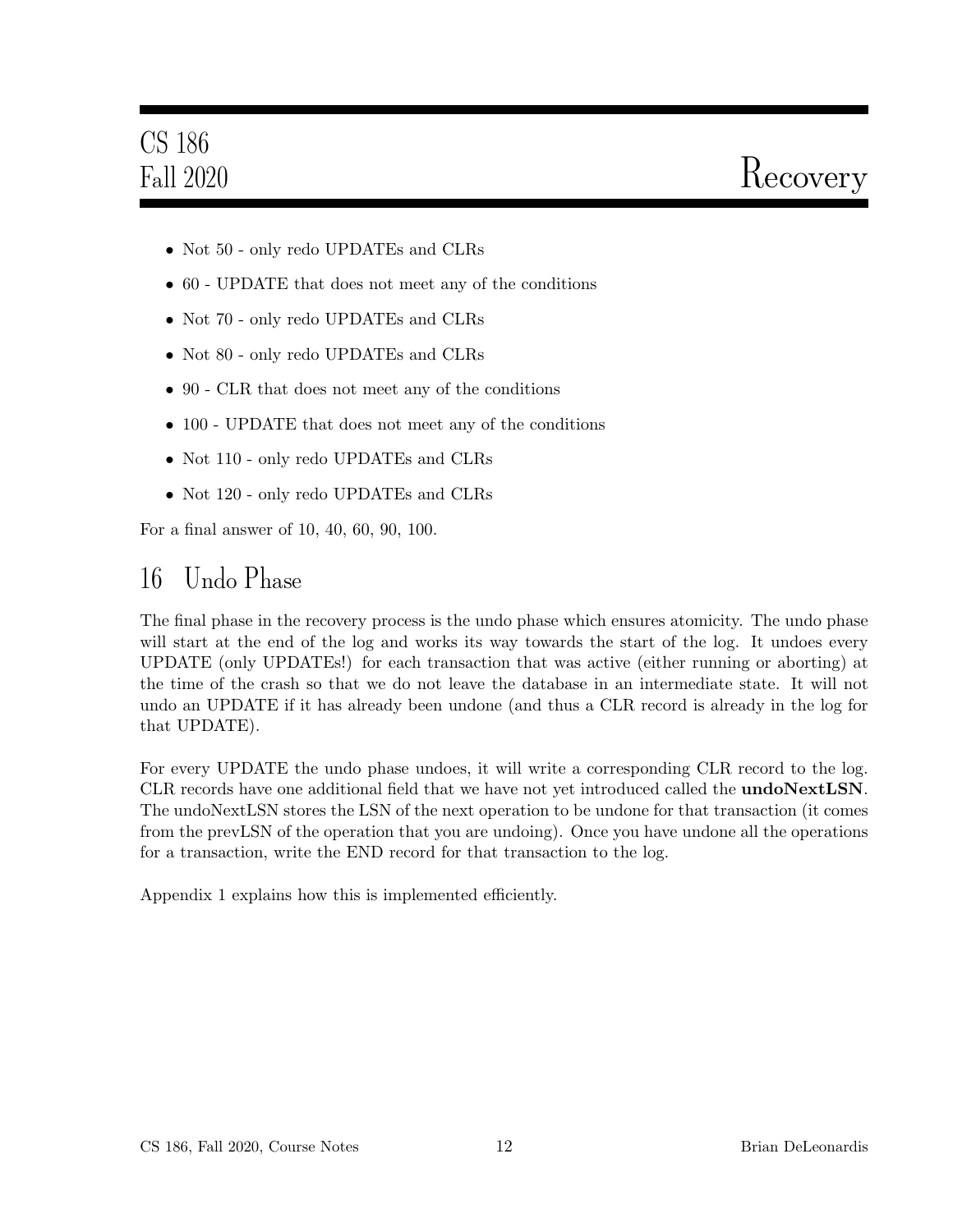- Not 50 - only redo UPDATEs and CLRs
- 60 - UPDATE that does not meet any of the conditions
- Not 70 - only redo UPDATEs and CLRs
- Not 80 - only redo UPDATEs and CLRs
- 90 - CLR that does not meet any of the conditions
- 100 - UPDATE that does not meet any of the conditions
- Not 110 - only redo UPDATEs and CLRs
- Not 120 - only redo UPDATEs and CLRs

For a final answer of 10, 40, 60, 90, 100.

# 16 Undo Phase

The final phase in the recovery process is the undo phase which ensures atomicity. The undo phase will start at the end of the log and works its way towards the start of the log. It undoes every UPDATE (only UPDATEs!) for each transaction that was active (either running or aborting) at the time of the crash so that we do not leave the database in an intermediate state. It will not undo an UPDATE if it has already been undone (and thus a CLR record is already in the log for that UPDATE).

For every UPDATE the undo phase undoes, it will write a corresponding CLR record to the log. CLR records have one additional field that we have not yet introduced called the **undoNextLSN**. The undoNextLSN stores the LSN of the next operation to be undone for that transaction (it comes from the prevLSN of the operation that you are undoing). Once you have undone all the operations for a transaction, write the END record for that transaction to the log.

Appendix 1 explains how this is implemented efficiently.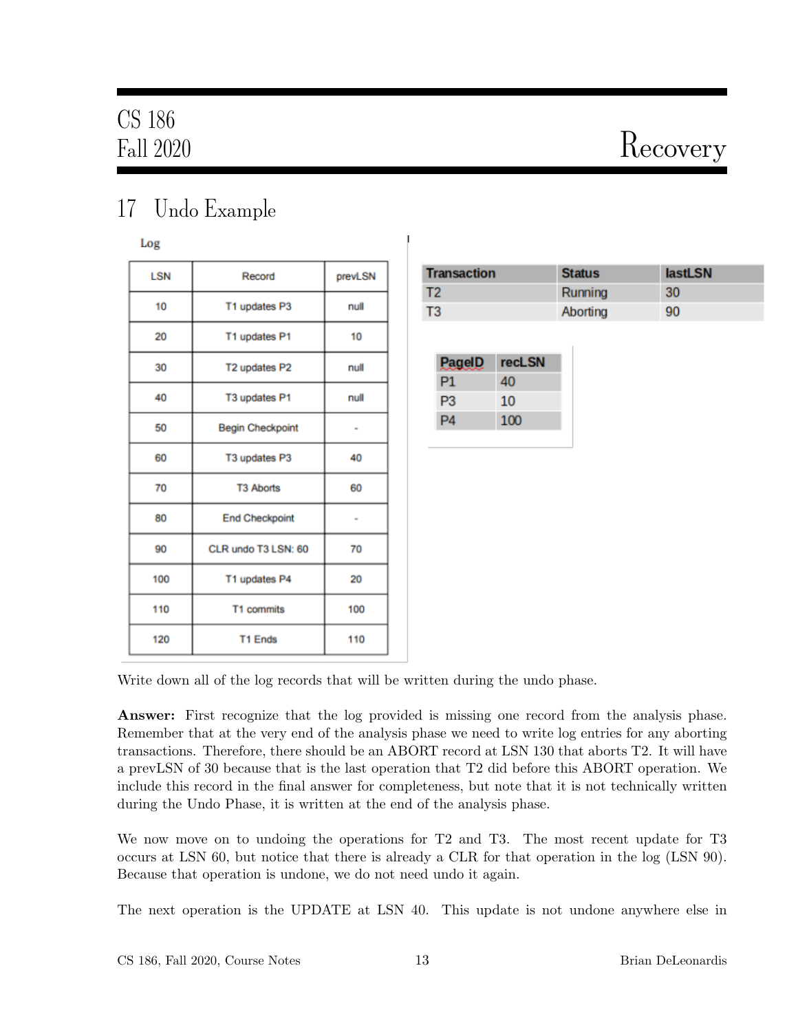## 17 Undo Example

Log

| LSN | Record | prevLSN |
|---|---|---|
| 10 | T1 updates P3 | null |
| 20 | T1 updates P1 | 10 |
| 30 | T2 updates P2 | null |
| 40 | T3 updates P1 | null |
| 50 | Begin Checkpoint | - |
| 60 | T3 updates P3 | 40 |
| 70 | T3 Aborts | 60 |
| 80 | End Checkpoint | - |
| 90 | CLR undo T3 LSN: 60 | 70 |
| 100 | T1 updates P4 | 20 |
| 110 | T1 commits | 100 |
| 120 | T1 Ends | 110 |

| Transaction | Status | lastLSN |
|---|---|---|
| T2 | Running | 30 |
| T3 | Aborting | 90 |

| PageID | recLSN |
|---|---|
| P1 | 40 |
| P3 | 10 |
| P4 | 100 |

Write down all of the log records that will be written during the undo phase.

**Answer:** First recognize that the log provided is missing one record from the analysis phase. Remember that at the very end of the analysis phase we need to write log entries for any aborting transactions. Therefore, there should be an ABORT record at LSN 130 that aborts T2. It will have a prevLSN of 30 because that is the last operation that T2 did before this ABORT operation. We include this record in the final answer for completeness, but note that it is not technically written during the Undo Phase, it is written at the end of the analysis phase.

We now move on to undoing the operations for T2 and T3. The most recent update for T3 occurs at LSN 60, but notice that there is already a CLR for that operation in the log (LSN 90). Because that operation is undone, we do not need undo it again.

The next operation is the UPDATE at LSN 40. This update is not undone anywhere else in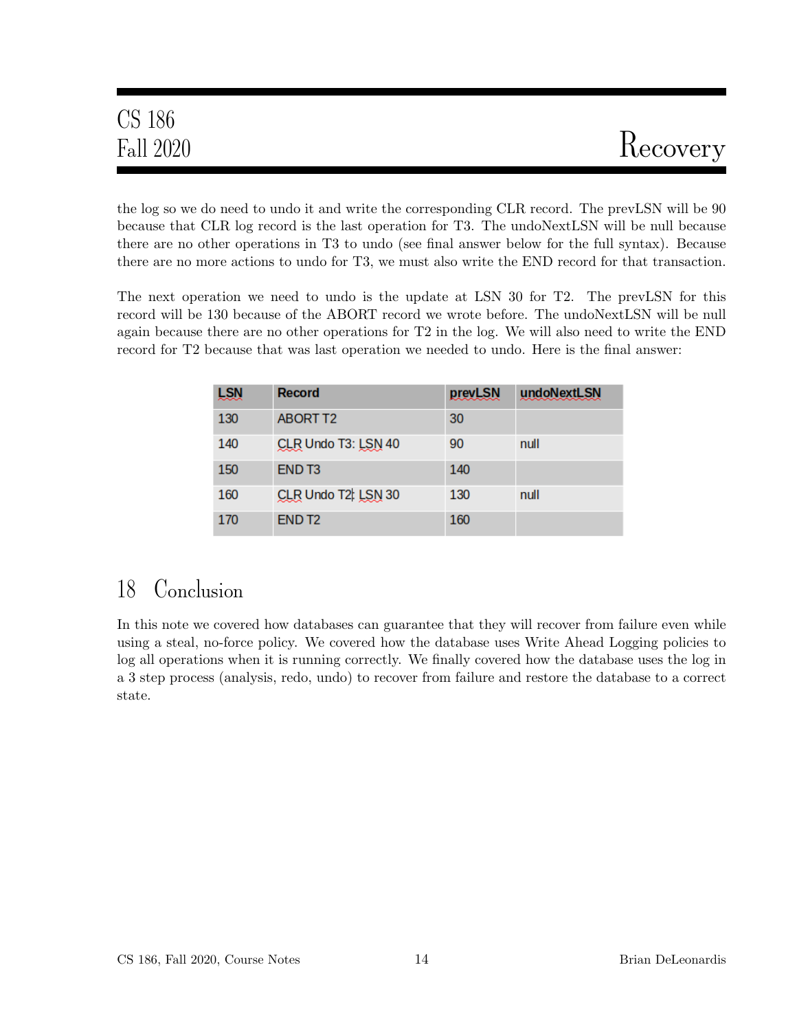the log so we do need to undo it and write the corresponding CLR record. The prevLSN will be 90 because that CLR log record is the last operation for T3. The undoNextLSN will be null because there are no other operations in T3 to undo (see final answer below for the full syntax). Because there are no more actions to undo for T3, we must also write the END record for that transaction.

The next operation we need to undo is the update at LSN 30 for T2. The prevLSN for this record will be 130 because of the ABORT record we wrote before. The undoNextLSN will be null again because there are no other operations for T2 in the log. We will also need to write the END record for T2 because that was last operation we needed to undo. Here is the final answer:

| LSN | Record | prevLSN | undoNextLSN |
|---|---|---|---|
| 130 | ABORT T2 | 30 | |
| 140 | CLR Undo T3: LSN 40 | 90 | null |
| 150 | END T3 | 140 | |
| 160 | CLR Undo T2: LSN 30 | 130 | null |
| 170 | END T2 | 160 | |

## 18 Conclusion

In this note we covered how databases can guarantee that they will recover from failure even while using a steal, no-force policy. We covered how the database uses Write Ahead Logging policies to log all operations when it is running correctly. We finally covered how the database uses the log in a 3 step process (analysis, redo, undo) to recover from failure and restore the database to a correct state.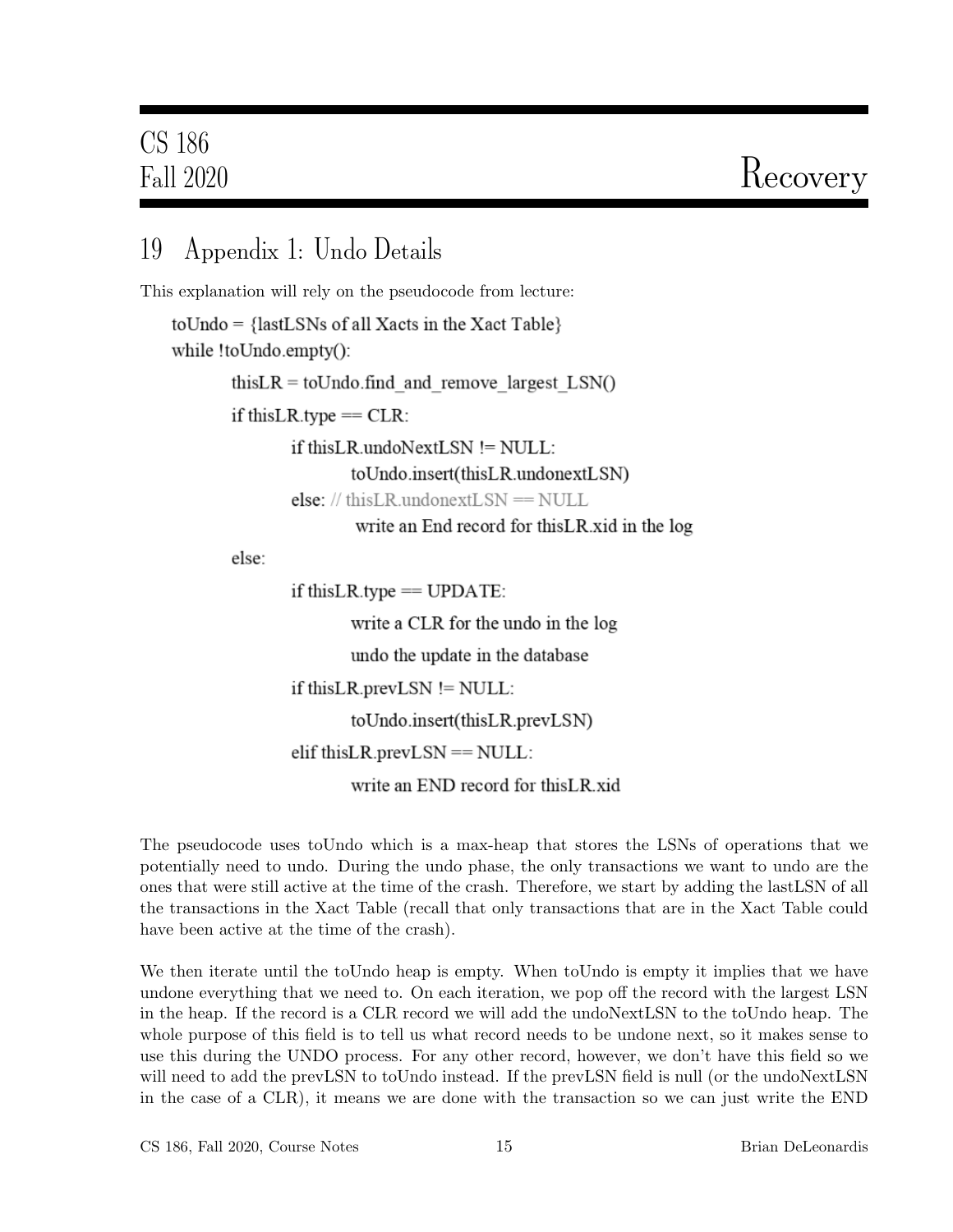# 19 Appendix 1: Undo Details

This explanation will rely on the pseudocode from lecture:

```
toUndo = {lastLSNs of all Xacts in the Xact Table}
while !toUndo.empty():
        thisLR = toUndo.find_and_remove_largest_LSN()
        if thisLR.type == CLR:
                if thisLR.undoNextLSN != NULL:
                        toUndo.insert(thisLR.undonextLSN)
                else: // thisLR.undonextLSN == NULL
                         write an End record for thisLR.xid in the log
        else:
                if thisLR.type == UPDATE:
                        write a CLR for the undo in the log
                        undo the update in the database
                if thisLR.prevLSN != NULL:
                        toUndo.insert(thisLR.prevLSN)
                elif thisLR.prevLSN == NULL:
                        write an END record for thisLR.xid
```

The pseudocode uses toUndo which is a max-heap that stores the LSNs of operations that we potentially need to undo. During the undo phase, the only transactions we want to undo are the ones that were still active at the time of the crash. Therefore, we start by adding the lastLSN of all the transactions in the Xact Table (recall that only transactions that are in the Xact Table could have been active at the time of the crash).

We then iterate until the toUndo heap is empty. When toUndo is empty it implies that we have undone everything that we need to. On each iteration, we pop off the record with the largest LSN in the heap. If the record is a CLR record we will add the undoNextLSN to the toUndo heap. The whole purpose of this field is to tell us what record needs to be undone next, so it makes sense to use this during the UNDO process. For any other record, however, we don't have this field so we will need to add the prevLSN to toUndo instead. If the prevLSN field is null (or the undoNextLSN in the case of a CLR), it means we are done with the transaction so we can just write the END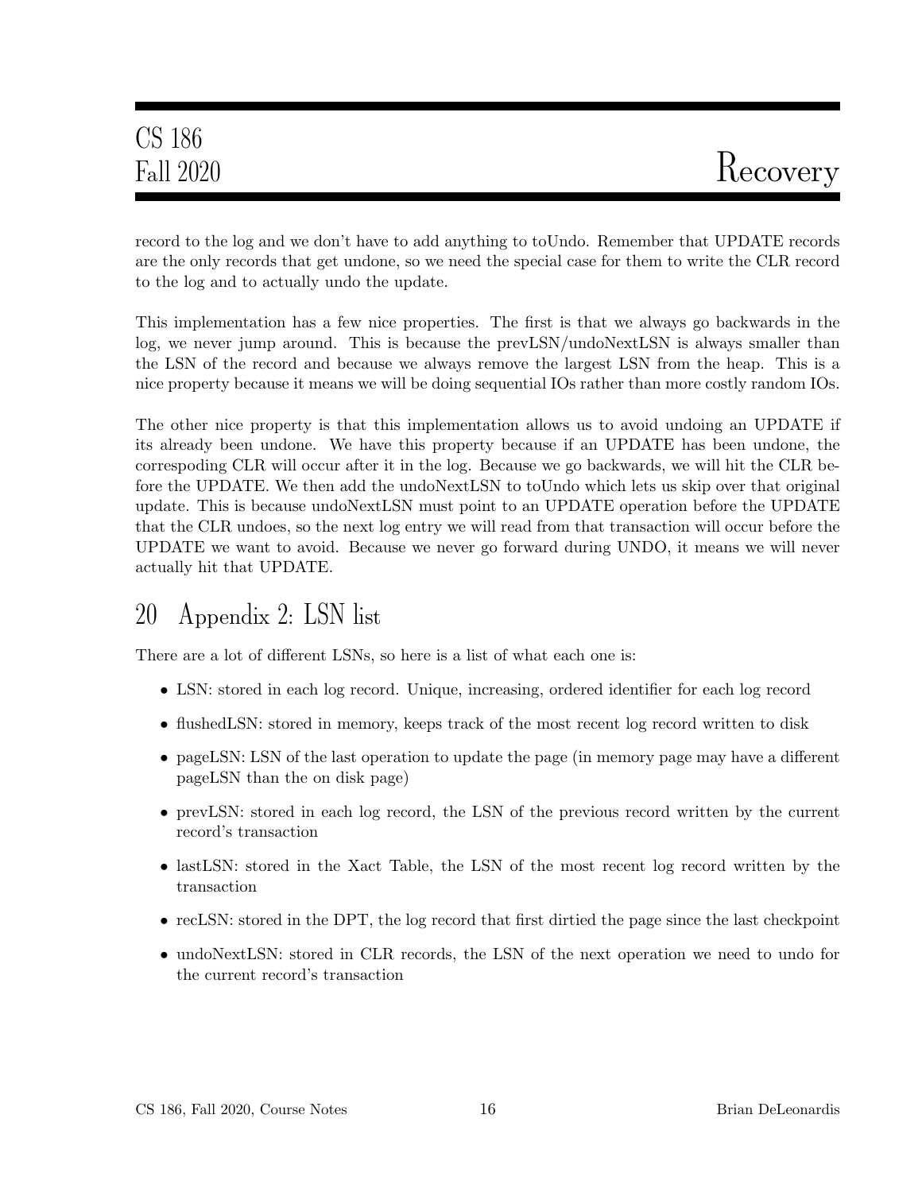record to the log and we don't have to add anything to toUndo. Remember that UPDATE records are the only records that get undone, so we need the special case for them to write the CLR record to the log and to actually undo the update.

This implementation has a few nice properties. The first is that we always go backwards in the log, we never jump around. This is because the prevLSN/undoNextLSN is always smaller than the LSN of the record and because we always remove the largest LSN from the heap. This is a nice property because it means we will be doing sequential IOs rather than more costly random IOs.

The other nice property is that this implementation allows us to avoid undoing an UPDATE if its already been undone. We have this property because if an UPDATE has been undone, the correspoding CLR will occur after it in the log. Because we go backwards, we will hit the CLR before the UPDATE. We then add the undoNextLSN to toUndo which lets us skip over that original update. This is because undoNextLSN must point to an UPDATE operation before the UPDATE that the CLR undoes, so the next log entry we will read from that transaction will occur before the UPDATE we want to avoid. Because we never go forward during UNDO, it means we will never actually hit that UPDATE.

# 20 Appendix 2: LSN list

There are a lot of different LSNs, so here is a list of what each one is:

- LSN: stored in each log record. Unique, increasing, ordered identifier for each log record
- flushedLSN: stored in memory, keeps track of the most recent log record written to disk
- pageLSN: LSN of the last operation to update the page (in memory page may have a different pageLSN than the on disk page)
- prevLSN: stored in each log record, the LSN of the previous record written by the current record's transaction
- lastLSN: stored in the Xact Table, the LSN of the most recent log record written by the transaction
- recLSN: stored in the DPT, the log record that first dirtied the page since the last checkpoint
- undoNextLSN: stored in CLR records, the LSN of the next operation we need to undo for the current record's transaction